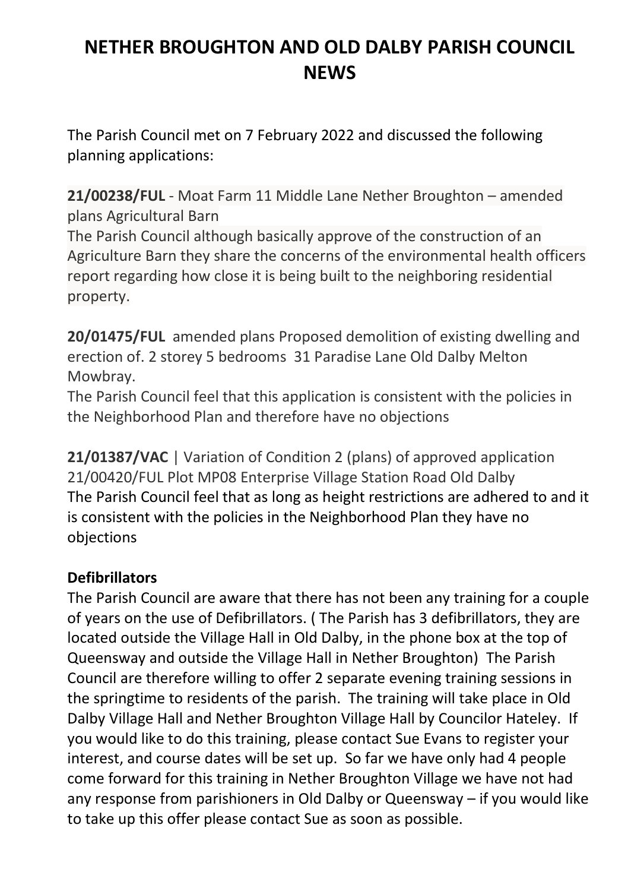# NETHER BROUGHTON AND OLD DALBY PARISH COUNCIL NEWS

The Parish Council met on 7 February 2022 and discussed the following planning applications:

**21/00238/FUL** - Moat Farm 11 Middle Lane Nether Broughton – amended plans Agricultural Barn
The Parish Council although basically approve of the construction of an Agriculture Barn they share the concerns of the environmental health officers report regarding how close it is being built to the neighboring residential property.

**20/01475/FUL** amended plans Proposed demolition of existing dwelling and erection of. 2 storey 5 bedrooms 31 Paradise Lane Old Dalby Melton Mowbray.
The Parish Council feel that this application is consistent with the policies in the Neighborhood Plan and therefore have no objections

**21/01387/VAC** | Variation of Condition 2 (plans) of approved application 21/00420/FUL Plot MP08 Enterprise Village Station Road Old Dalby
The Parish Council feel that as long as height restrictions are adhered to and it is consistent with the policies in the Neighborhood Plan they have no objections

## Defibrillators

The Parish Council are aware that there has not been any training for a couple of years on the use of Defibrillators. ( The Parish has 3 defibrillators, they are located outside the Village Hall in Old Dalby, in the phone box at the top of Queensway and outside the Village Hall in Nether Broughton) The Parish Council are therefore willing to offer 2 separate evening training sessions in the springtime to residents of the parish. The training will take place in Old Dalby Village Hall and Nether Broughton Village Hall by Councilor Hateley. If you would like to do this training, please contact Sue Evans to register your interest, and course dates will be set up. So far we have only had 4 people come forward for this training in Nether Broughton Village we have not had any response from parishioners in Old Dalby or Queensway – if you would like to take up this offer please contact Sue as soon as possible.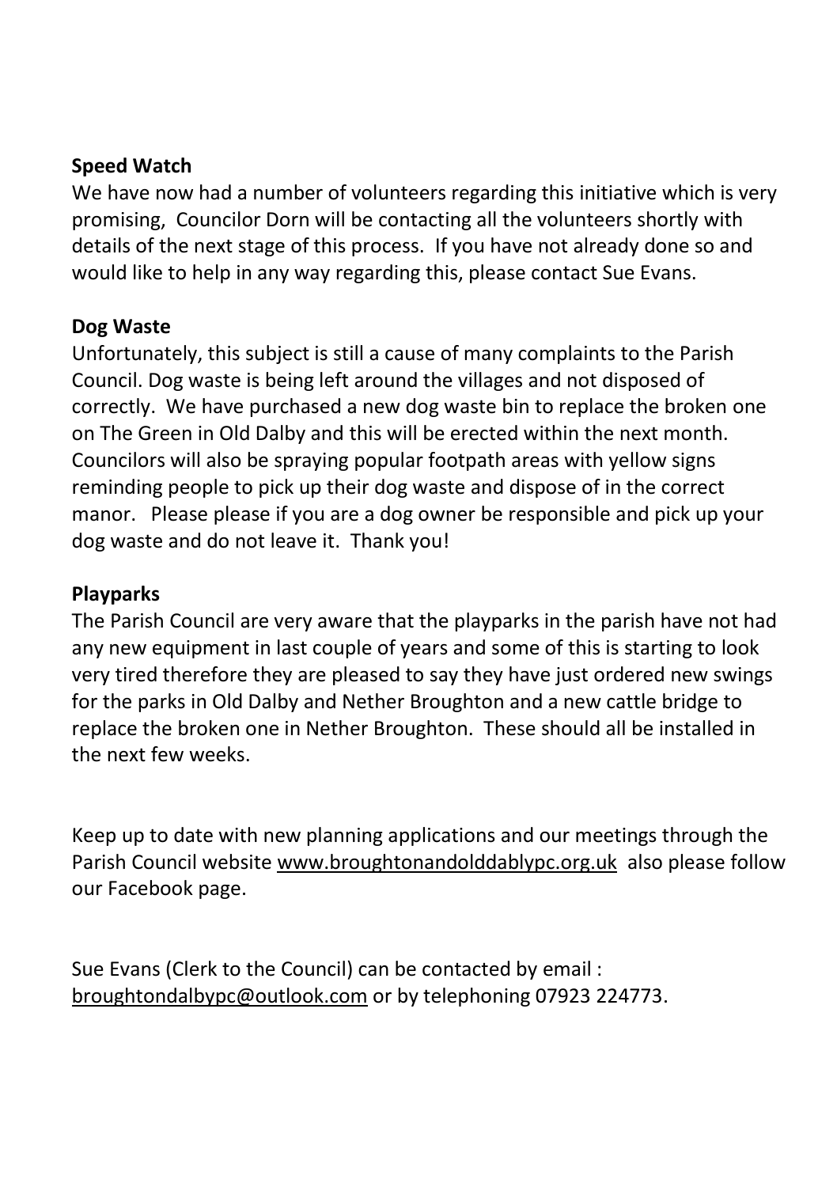**Speed Watch**

We have now had a number of volunteers regarding this initiative which is very promising, Councilor Dorn will be contacting all the volunteers shortly with details of the next stage of this process. If you have not already done so and would like to help in any way regarding this, please contact Sue Evans.

**Dog Waste**

Unfortunately, this subject is still a cause of many complaints to the Parish Council. Dog waste is being left around the villages and not disposed of correctly. We have purchased a new dog waste bin to replace the broken one on The Green in Old Dalby and this will be erected within the next month. Councilors will also be spraying popular footpath areas with yellow signs reminding people to pick up their dog waste and dispose of in the correct manor. Please please if you are a dog owner be responsible and pick up your dog waste and do not leave it. Thank you!

**Playparks**

The Parish Council are very aware that the playparks in the parish have not had any new equipment in last couple of years and some of this is starting to look very tired therefore they are pleased to say they have just ordered new swings for the parks in Old Dalby and Nether Broughton and a new cattle bridge to replace the broken one in Nether Broughton. These should all be installed in the next few weeks.

Keep up to date with new planning applications and our meetings through the Parish Council website www.broughtonandolddablypc.org.uk also please follow our Facebook page.

Sue Evans (Clerk to the Council) can be contacted by email : broughtondalbypc@outlook.com or by telephoning 07923 224773.